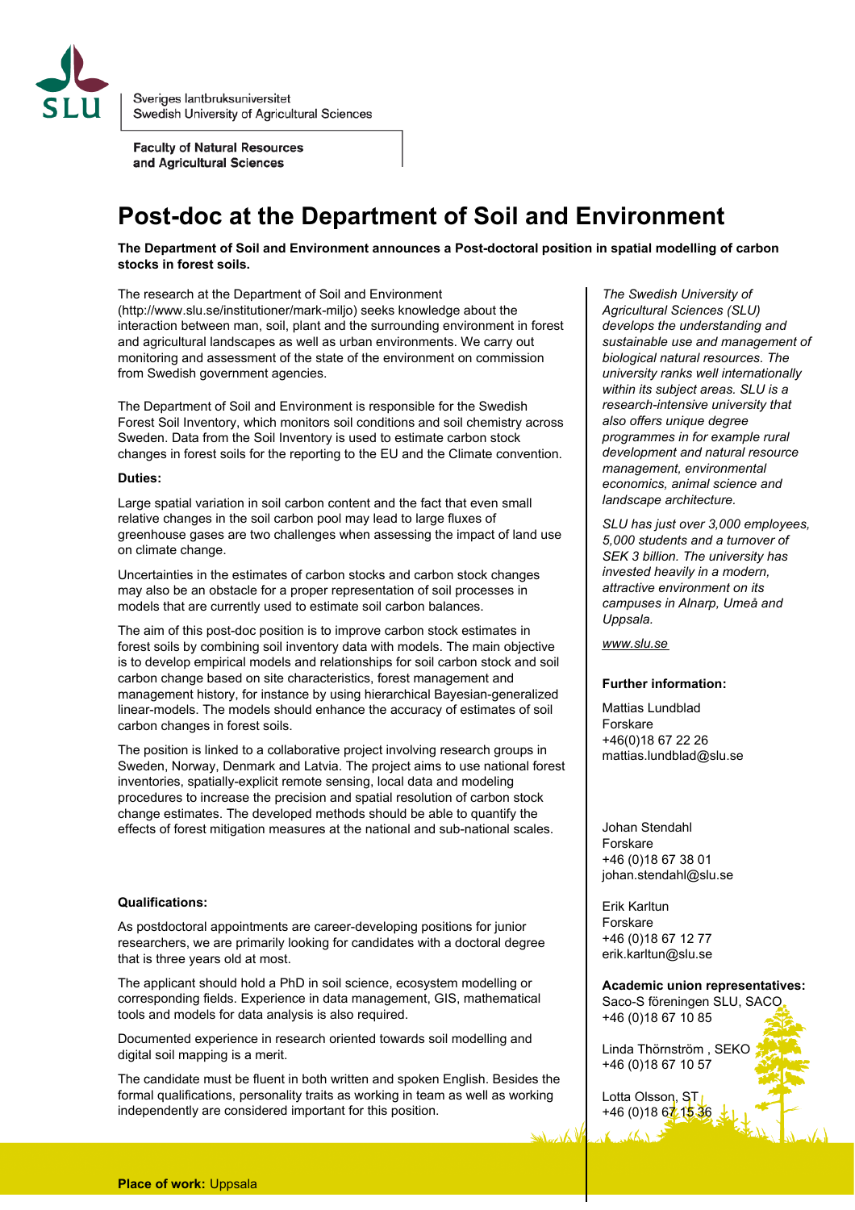Sveriges lantbruksuniversitet
Swedish University of Agricultural Sciences

**Faculty of Natural Resources and Agricultural Sciences**

# Post-doc at the Department of Soil and Environment

**The Department of Soil and Environment announces a Post-doctoral position in spatial modelling of carbon stocks in forest soils.**

The research at the Department of Soil and Environment (http://www.slu.se/institutioner/mark-miljo) seeks knowledge about the interaction between man, soil, plant and the surrounding environment in forest and agricultural landscapes as well as urban environments. We carry out monitoring and assessment of the state of the environment on commission from Swedish government agencies.

The Department of Soil and Environment is responsible for the Swedish Forest Soil Inventory, which monitors soil conditions and soil chemistry across Sweden. Data from the Soil Inventory is used to estimate carbon stock changes in forest soils for the reporting to the EU and the Climate convention.

**Duties:**

Large spatial variation in soil carbon content and the fact that even small relative changes in the soil carbon pool may lead to large fluxes of greenhouse gases are two challenges when assessing the impact of land use on climate change.

Uncertainties in the estimates of carbon stocks and carbon stock changes may also be an obstacle for a proper representation of soil processes in models that are currently used to estimate soil carbon balances.

The aim of this post-doc position is to improve carbon stock estimates in forest soils by combining soil inventory data with models. The main objective is to develop empirical models and relationships for soil carbon stock and soil carbon change based on site characteristics, forest management and management history, for instance by using hierarchical Bayesian-generalized linear-models. The models should enhance the accuracy of estimates of soil carbon changes in forest soils.

The position is linked to a collaborative project involving research groups in Sweden, Norway, Denmark and Latvia. The project aims to use national forest inventories, spatially-explicit remote sensing, local data and modeling procedures to increase the precision and spatial resolution of carbon stock change estimates. The developed methods should be able to quantify the effects of forest mitigation measures at the national and sub-national scales.

**Qualifications:**

As postdoctoral appointments are career-developing positions for junior researchers, we are primarily looking for candidates with a doctoral degree that is three years old at most.

The applicant should hold a PhD in soil science, ecosystem modelling or corresponding fields. Experience in data management, GIS, mathematical tools and models for data analysis is also required.

Documented experience in research oriented towards soil modelling and digital soil mapping is a merit.

The candidate must be fluent in both written and spoken English. Besides the formal qualifications, personality traits as working in team as well as working independently are considered important for this position.

**Place of work:** Uppsala

*The Swedish University of Agricultural Sciences (SLU) develops the understanding and sustainable use and management of biological natural resources. The university ranks well internationally within its subject areas. SLU is a research-intensive university that also offers unique degree programmes in for example rural development and natural resource management, environmental economics, animal science and landscape architecture.*

*SLU has just over 3,000 employees, 5,000 students and a turnover of SEK 3 billion. The university has invested heavily in a modern, attractive environment on its campuses in Alnarp, Umeå and Uppsala.*

*www.slu.se*

**Further information:**

Mattias Lundblad
Forskare
+46(0)18 67 22 26
mattias.lundblad@slu.se

Johan Stendahl
Forskare
+46 (0)18 67 38 01
johan.stendahl@slu.se

Erik Karltun
Forskare
+46 (0)18 67 12 77
erik.karltun@slu.se

**Academic union representatives:**

Saco-S föreningen SLU, SACO
+46 (0)18 67 10 85

Linda Thörnström , SEKO
+46 (0)18 67 10 57

Lotta Olsson, ST
+46 (0)18 67 15 36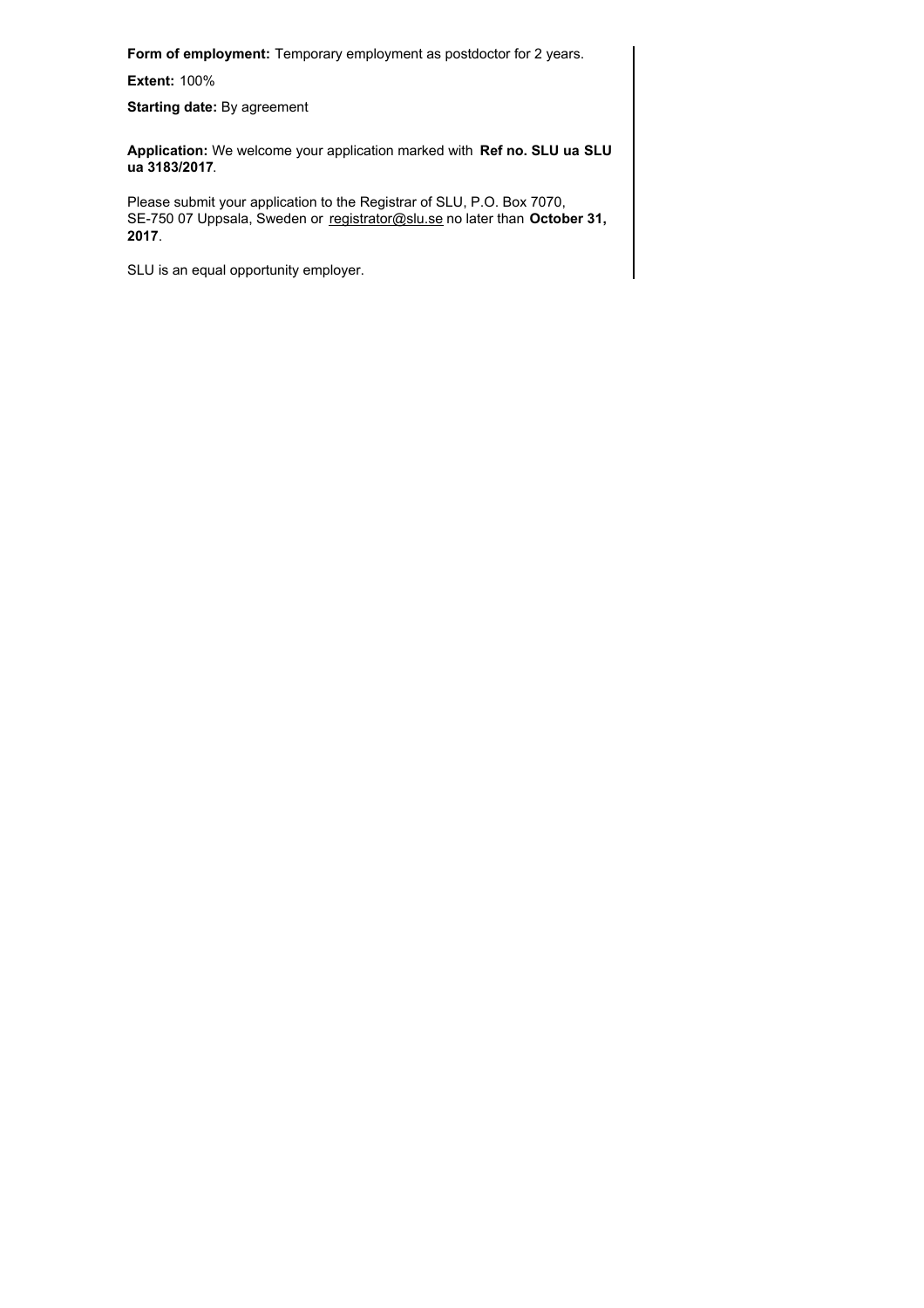**Form of employment:** Temporary employment as postdoctor for 2 years.

**Extent:** 100%

**Starting date:** By agreement

**Application:** We welcome your application marked with **Ref no. SLU ua SLU ua 3183/2017**.

Please submit your application to the Registrar of SLU, P.O. Box 7070, SE-750 07 Uppsala, Sweden or registrator@slu.se no later than **October 31, 2017**.

SLU is an equal opportunity employer.